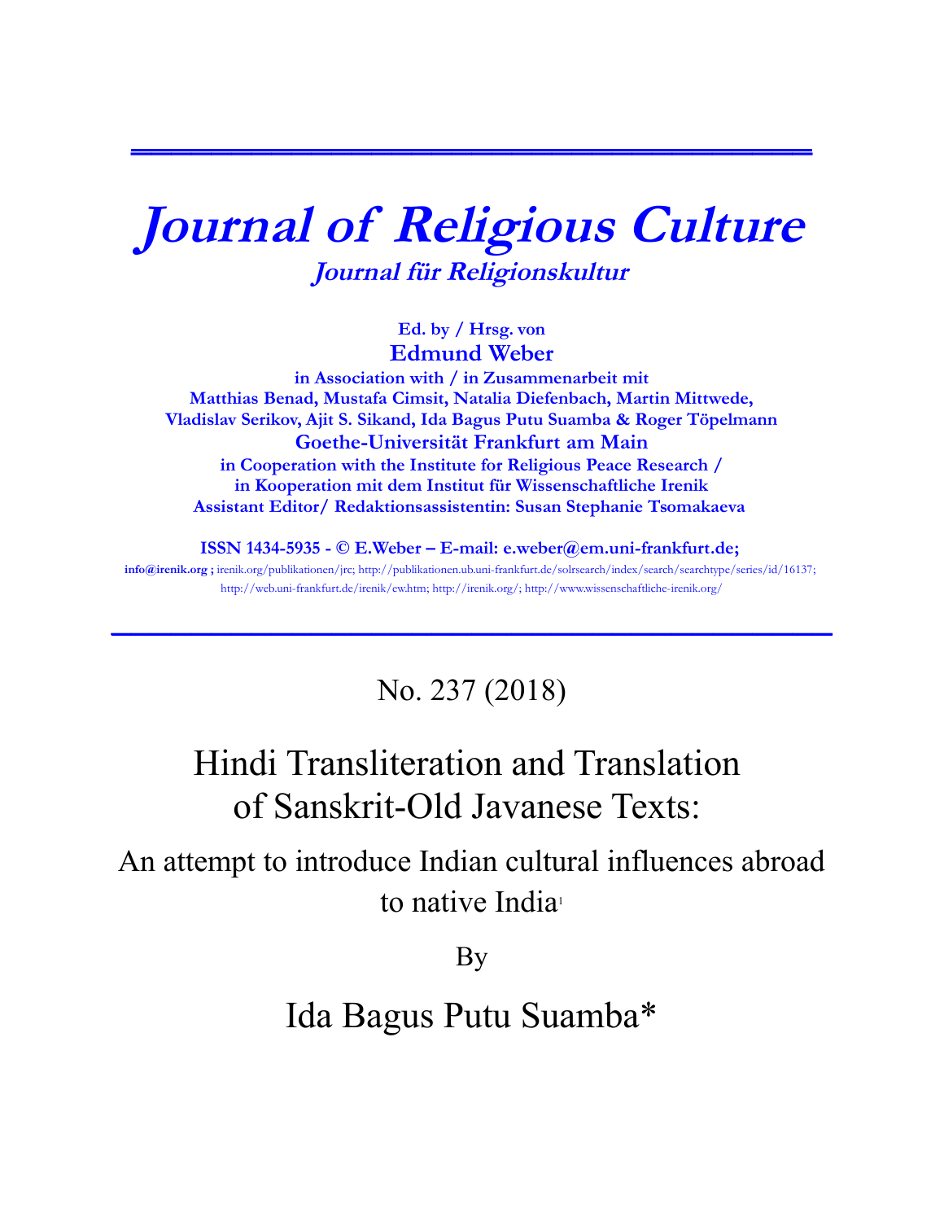# Journal of Religious Culture

## Journal für Religionskultur

**Ed. by / Hrsg. von**

**Edmund Weber**

**in Association with / in Zusammenarbeit mit**
**Matthias Benad, Mustafa Cimsit, Natalia Diefenbach, Martin Mittwede, Vladislav Serikov, Ajit S. Sikand, Ida Bagus Putu Suamba & Roger Töpelmann**
**Goethe-Universität Frankfurt am Main**
**in Cooperation with the Institute for Religious Peace Research / in Kooperation mit dem Institut für Wissenschaftliche Irenik**
**Assistant Editor/ Redaktionsassistentin: Susan Stephanie Tsomakaeva**

**ISSN 1434-5935 - © E.Weber – E-mail: e.weber@em.uni-frankfurt.de;**
**info@irenik.org ;** irenik.org/publikationen/jrc; http://publikationen.ub.uni-frankfurt.de/solrsearch/index/search/searchtype/series/id/16137; http://web.uni-frankfurt.de/irenik/ew.htm; http://irenik.org/; http://www.wissenschaftliche-irenik.org/

---

No. 237 (2018)

# Hindi Transliteration and Translation of Sanskrit-Old Javanese Texts:

## An attempt to introduce Indian cultural influences abroad to native India[1]

By

## Ida Bagus Putu Suamba*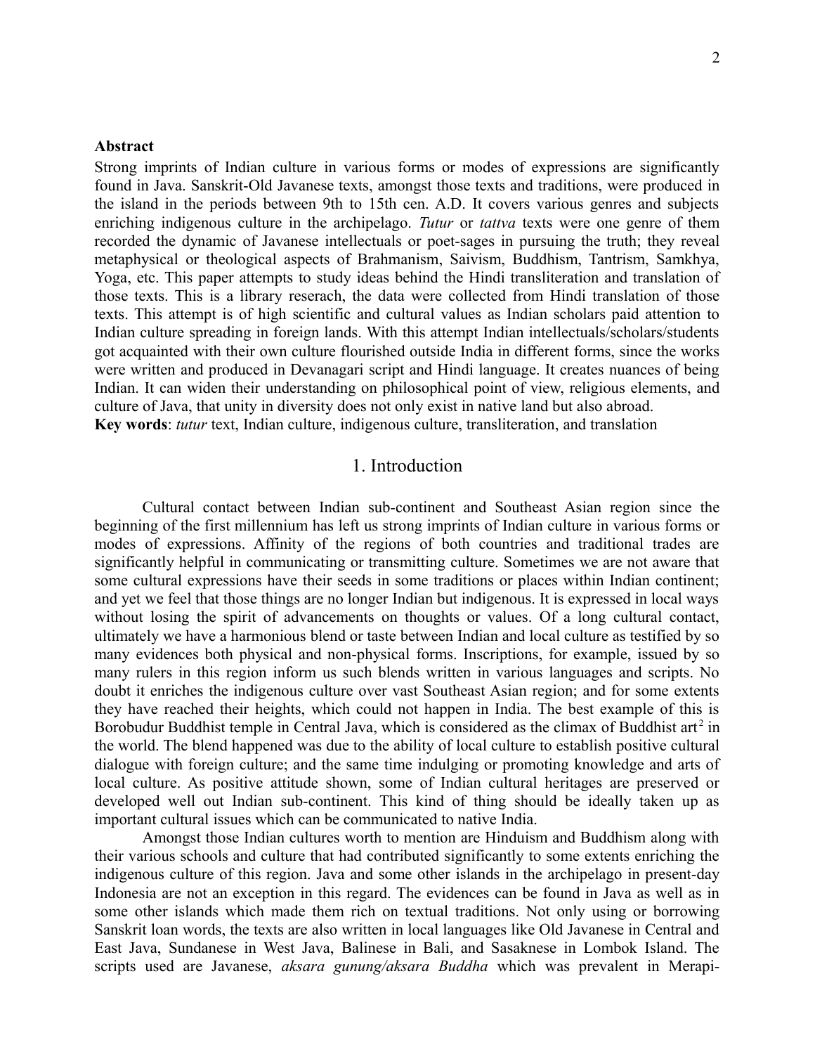**Abstract**

Strong imprints of Indian culture in various forms or modes of expressions are significantly found in Java. Sanskrit-Old Javanese texts, amongst those texts and traditions, were produced in the island in the periods between 9th to 15th cen. A.D. It covers various genres and subjects enriching indigenous culture in the archipelago. *Tutur* or *tattva* texts were one genre of them recorded the dynamic of Javanese intellectuals or poet-sages in pursuing the truth; they reveal metaphysical or theological aspects of Brahmanism, Saivism, Buddhism, Tantrism, Samkhya, Yoga, etc. This paper attempts to study ideas behind the Hindi transliteration and translation of those texts. This is a library reserach, the data were collected from Hindi translation of those texts. This attempt is of high scientific and cultural values as Indian scholars paid attention to Indian culture spreading in foreign lands. With this attempt Indian intellectuals/scholars/students got acquainted with their own culture flourished outside India in different forms, since the works were written and produced in Devanagari script and Hindi language. It creates nuances of being Indian. It can widen their understanding on philosophical point of view, religious elements, and culture of Java, that unity in diversity does not only exist in native land but also abroad.

**Key words**: *tutur* text, Indian culture, indigenous culture, transliteration, and translation

## 1. Introduction

Cultural contact between Indian sub-continent and Southeast Asian region since the beginning of the first millennium has left us strong imprints of Indian culture in various forms or modes of expressions. Affinity of the regions of both countries and traditional trades are significantly helpful in communicating or transmitting culture. Sometimes we are not aware that some cultural expressions have their seeds in some traditions or places within Indian continent; and yet we feel that those things are no longer Indian but indigenous. It is expressed in local ways without losing the spirit of advancements on thoughts or values. Of a long cultural contact, ultimately we have a harmonious blend or taste between Indian and local culture as testified by so many evidences both physical and non-physical forms. Inscriptions, for example, issued by so many rulers in this region inform us such blends written in various languages and scripts. No doubt it enriches the indigenous culture over vast Southeast Asian region; and for some extents they have reached their heights, which could not happen in India. The best example of this is Borobudur Buddhist temple in Central Java, which is considered as the climax of Buddhist art[2] in the world. The blend happened was due to the ability of local culture to establish positive cultural dialogue with foreign culture; and the same time indulging or promoting knowledge and arts of local culture. As positive attitude shown, some of Indian cultural heritages are preserved or developed well out Indian sub-continent. This kind of thing should be ideally taken up as important cultural issues which can be communicated to native India.

Amongst those Indian cultures worth to mention are Hinduism and Buddhism along with their various schools and culture that had contributed significantly to some extents enriching the indigenous culture of this region. Java and some other islands in the archipelago in present-day Indonesia are not an exception in this regard. The evidences can be found in Java as well as in some other islands which made them rich on textual traditions. Not only using or borrowing Sanskrit loan words, the texts are also written in local languages like Old Javanese in Central and East Java, Sundanese in West Java, Balinese in Bali, and Sasaknese in Lombok Island. The scripts used are Javanese, *aksara gunung/aksara Buddha* which was prevalent in Merapi-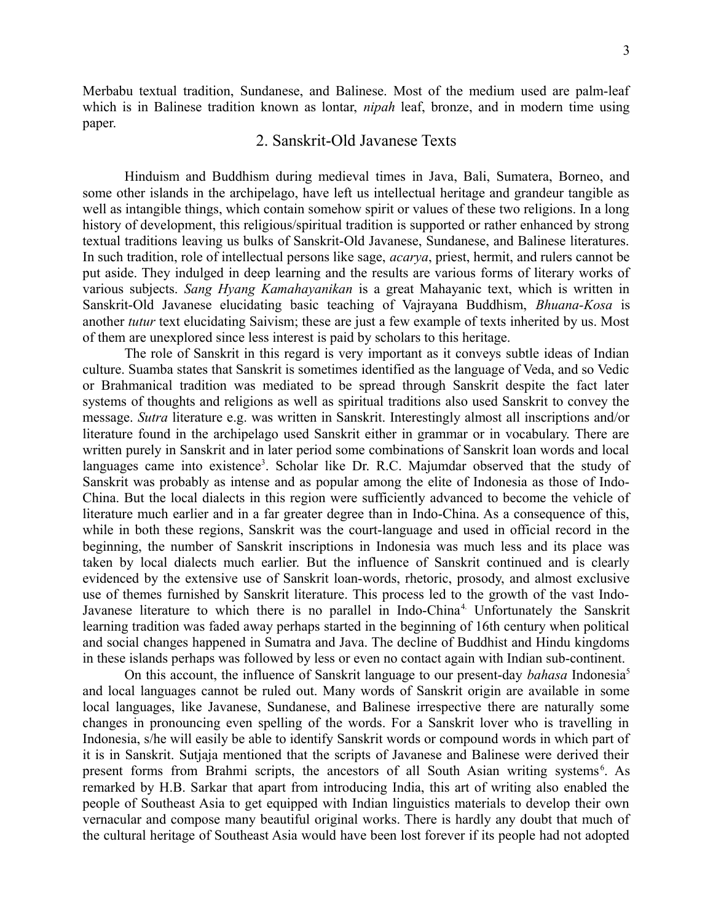Merbabu textual tradition, Sundanese, and Balinese. Most of the medium used are palm-leaf which is in Balinese tradition known as lontar, *nipah* leaf, bronze, and in modern time using paper.

## 2. Sanskrit-Old Javanese Texts

Hinduism and Buddhism during medieval times in Java, Bali, Sumatera, Borneo, and some other islands in the archipelago, have left us intellectual heritage and grandeur tangible as well as intangible things, which contain somehow spirit or values of these two religions. In a long history of development, this religious/spiritual tradition is supported or rather enhanced by strong textual traditions leaving us bulks of Sanskrit-Old Javanese, Sundanese, and Balinese literatures. In such tradition, role of intellectual persons like sage, *acarya*, priest, hermit, and rulers cannot be put aside. They indulged in deep learning and the results are various forms of literary works of various subjects. *Sang Hyang Kamahayanikan* is a great Mahayanic text, which is written in Sanskrit-Old Javanese elucidating basic teaching of Vajrayana Buddhism, *Bhuana-Kosa* is another *tutur* text elucidating Saivism; these are just a few example of texts inherited by us. Most of them are unexplored since less interest is paid by scholars to this heritage.

The role of Sanskrit in this regard is very important as it conveys subtle ideas of Indian culture. Suamba states that Sanskrit is sometimes identified as the language of Veda, and so Vedic or Brahmanical tradition was mediated to be spread through Sanskrit despite the fact later systems of thoughts and religions as well as spiritual traditions also used Sanskrit to convey the message. *Sutra* literature e.g. was written in Sanskrit. Interestingly almost all inscriptions and/or literature found in the archipelago used Sanskrit either in grammar or in vocabulary. There are written purely in Sanskrit and in later period some combinations of Sanskrit loan words and local languages came into existence[3]. Scholar like Dr. R.C. Majumdar observed that the study of Sanskrit was probably as intense and as popular among the elite of Indonesia as those of Indo-China. But the local dialects in this region were sufficiently advanced to become the vehicle of literature much earlier and in a far greater degree than in Indo-China. As a consequence of this, while in both these regions, Sanskrit was the court-language and used in official record in the beginning, the number of Sanskrit inscriptions in Indonesia was much less and its place was taken by local dialects much earlier. But the influence of Sanskrit continued and is clearly evidenced by the extensive use of Sanskrit loan-words, rhetoric, prosody, and almost exclusive use of themes furnished by Sanskrit literature. This process led to the growth of the vast Indo-Javanese literature to which there is no parallel in Indo-China[4]. Unfortunately the Sanskrit learning tradition was faded away perhaps started in the beginning of 16th century when political and social changes happened in Sumatra and Java. The decline of Buddhist and Hindu kingdoms in these islands perhaps was followed by less or even no contact again with Indian sub-continent.

On this account, the influence of Sanskrit language to our present-day *bahasa* Indonesia[5] and local languages cannot be ruled out. Many words of Sanskrit origin are available in some local languages, like Javanese, Sundanese, and Balinese irrespective there are naturally some changes in pronouncing even spelling of the words. For a Sanskrit lover who is travelling in Indonesia, s/he will easily be able to identify Sanskrit words or compound words in which part of it is in Sanskrit. Sutjaja mentioned that the scripts of Javanese and Balinese were derived their present forms from Brahmi scripts, the ancestors of all South Asian writing systems[6]. As remarked by H.B. Sarkar that apart from introducing India, this art of writing also enabled the people of Southeast Asia to get equipped with Indian linguistics materials to develop their own vernacular and compose many beautiful original works. There is hardly any doubt that much of the cultural heritage of Southeast Asia would have been lost forever if its people had not adopted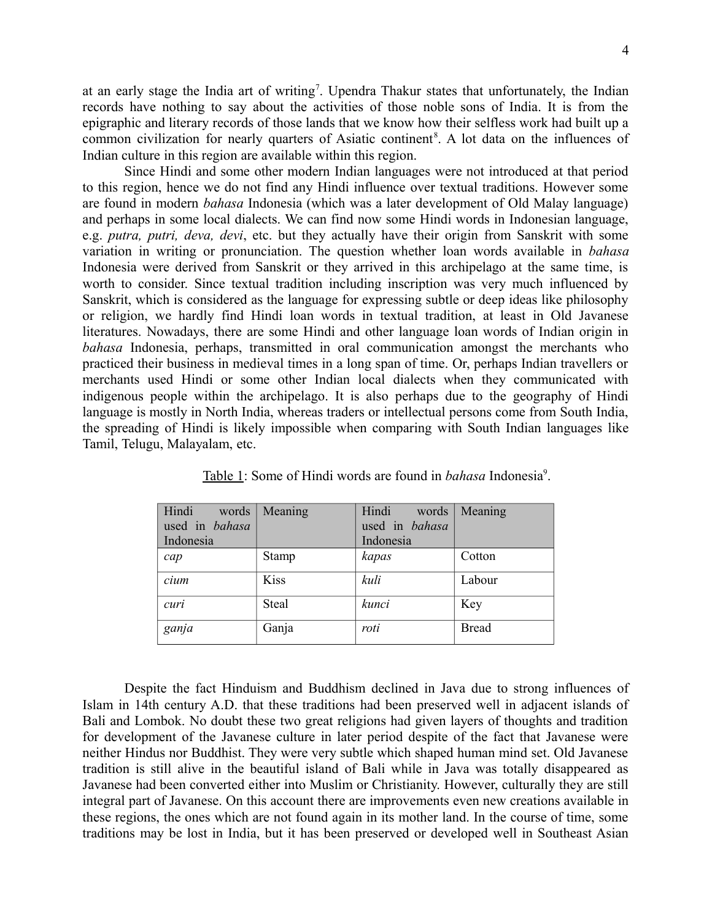at an early stage the India art of writing[7]. Upendra Thakur states that unfortunately, the Indian records have nothing to say about the activities of those noble sons of India. It is from the epigraphic and literary records of those lands that we know how their selfless work had built up a common civilization for nearly quarters of Asiatic continent[8]. A lot data on the influences of Indian culture in this region are available within this region.

Since Hindi and some other modern Indian languages were not introduced at that period to this region, hence we do not find any Hindi influence over textual traditions. However some are found in modern *bahasa* Indonesia (which was a later development of Old Malay language) and perhaps in some local dialects. We can find now some Hindi words in Indonesian language, e.g. *putra, putri, deva, devi*, etc. but they actually have their origin from Sanskrit with some variation in writing or pronunciation. The question whether loan words available in *bahasa* Indonesia were derived from Sanskrit or they arrived in this archipelago at the same time, is worth to consider. Since textual tradition including inscription was very much influenced by Sanskrit, which is considered as the language for expressing subtle or deep ideas like philosophy or religion, we hardly find Hindi loan words in textual tradition, at least in Old Javanese literatures. Nowadays, there are some Hindi and other language loan words of Indian origin in *bahasa* Indonesia, perhaps, transmitted in oral communication amongst the merchants who practiced their business in medieval times in a long span of time. Or, perhaps Indian travellers or merchants used Hindi or some other Indian local dialects when they communicated with indigenous people within the archipelago. It is also perhaps due to the geography of Hindi language is mostly in North India, whereas traders or intellectual persons come from South India, the spreading of Hindi is likely impossible when comparing with South Indian languages like Tamil, Telugu, Malayalam, etc.

Table 1: Some of Hindi words are found in *bahasa* Indonesia[9].

| Hindi words used in *bahasa* Indonesia | Meaning | Hindi words used in *bahasa* Indonesia | Meaning |
|---|---|---|---|
| *cap* | Stamp | *kapas* | Cotton |
| *cium* | Kiss | *kuli* | Labour |
| *curi* | Steal | *kunci* | Key |
| *ganja* | Ganja | *roti* | Bread |

Despite the fact Hinduism and Buddhism declined in Java due to strong influences of Islam in 14th century A.D. that these traditions had been preserved well in adjacent islands of Bali and Lombok. No doubt these two great religions had given layers of thoughts and tradition for development of the Javanese culture in later period despite of the fact that Javanese were neither Hindus nor Buddhist. They were very subtle which shaped human mind set. Old Javanese tradition is still alive in the beautiful island of Bali while in Java was totally disappeared as Javanese had been converted either into Muslim or Christianity. However, culturally they are still integral part of Javanese. On this account there are improvements even new creations available in these regions, the ones which are not found again in its mother land. In the course of time, some traditions may be lost in India, but it has been preserved or developed well in Southeast Asian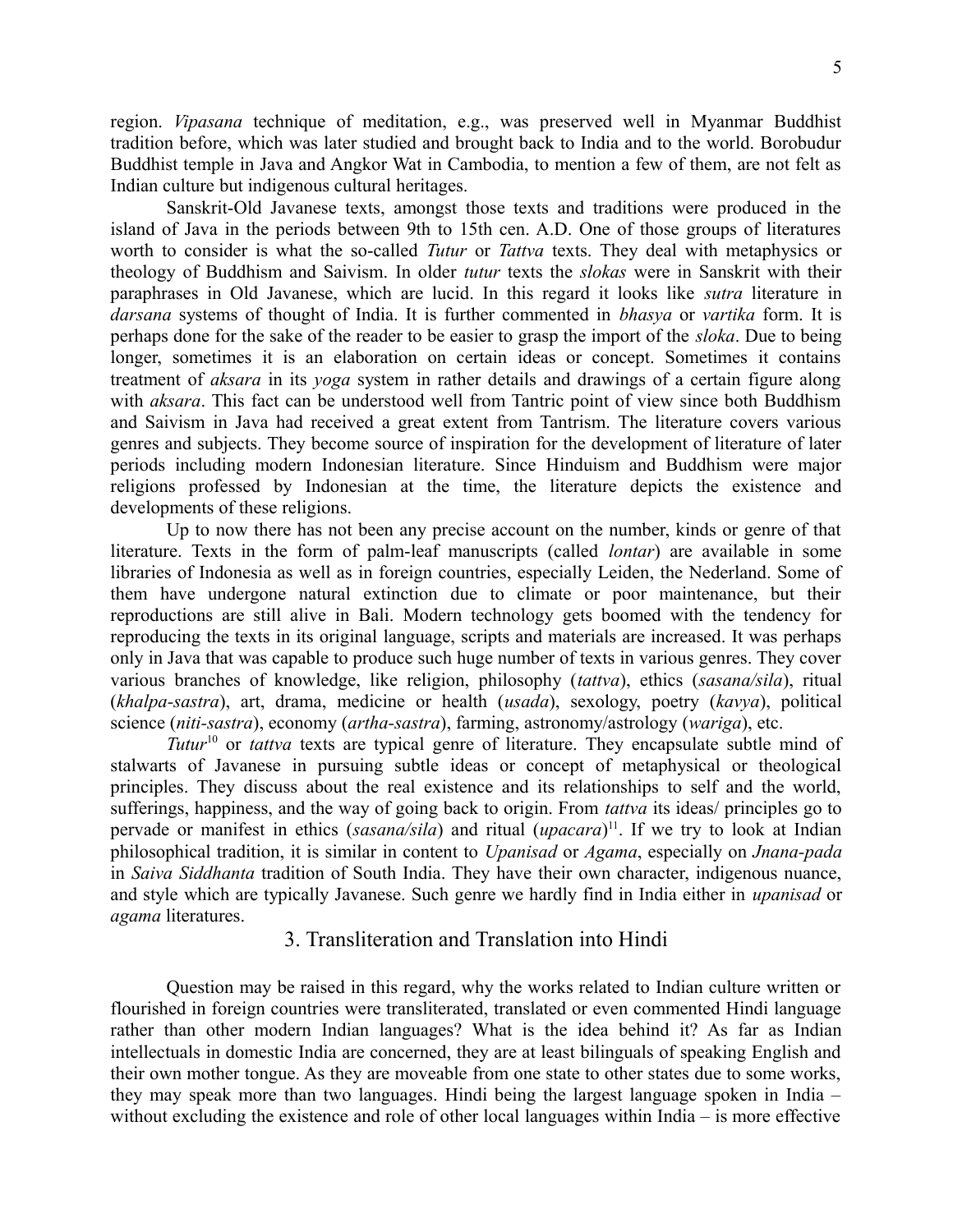region. *Vipasana* technique of meditation, e.g., was preserved well in Myanmar Buddhist tradition before, which was later studied and brought back to India and to the world. Borobudur Buddhist temple in Java and Angkor Wat in Cambodia, to mention a few of them, are not felt as Indian culture but indigenous cultural heritages.

Sanskrit-Old Javanese texts, amongst those texts and traditions were produced in the island of Java in the periods between 9th to 15th cen. A.D. One of those groups of literatures worth to consider is what the so-called *Tutur* or *Tattva* texts. They deal with metaphysics or theology of Buddhism and Saivism. In older *tutur* texts the *slokas* were in Sanskrit with their paraphrases in Old Javanese, which are lucid. In this regard it looks like *sutra* literature in *darsana* systems of thought of India. It is further commented in *bhasya* or *vartika* form. It is perhaps done for the sake of the reader to be easier to grasp the import of the *sloka*. Due to being longer, sometimes it is an elaboration on certain ideas or concept. Sometimes it contains treatment of *aksara* in its *yoga* system in rather details and drawings of a certain figure along with *aksara*. This fact can be understood well from Tantric point of view since both Buddhism and Saivism in Java had received a great extent from Tantrism. The literature covers various genres and subjects. They become source of inspiration for the development of literature of later periods including modern Indonesian literature. Since Hinduism and Buddhism were major religions professed by Indonesian at the time, the literature depicts the existence and developments of these religions.

Up to now there has not been any precise account on the number, kinds or genre of that literature. Texts in the form of palm-leaf manuscripts (called *lontar*) are available in some libraries of Indonesia as well as in foreign countries, especially Leiden, the Nederland. Some of them have undergone natural extinction due to climate or poor maintenance, but their reproductions are still alive in Bali. Modern technology gets boomed with the tendency for reproducing the texts in its original language, scripts and materials are increased. It was perhaps only in Java that was capable to produce such huge number of texts in various genres. They cover various branches of knowledge, like religion, philosophy (*tattva*), ethics (*sasana/sila*), ritual (*khalpa-sastra*), art, drama, medicine or health (*usada*), sexology, poetry (*kavya*), political science (*niti-sastra*), economy (*artha-sastra*), farming, astronomy/astrology (*wariga*), etc.

*Tutur*[10] or *tattva* texts are typical genre of literature. They encapsulate subtle mind of stalwarts of Javanese in pursuing subtle ideas or concept of metaphysical or theological principles. They discuss about the real existence and its relationships to self and the world, sufferings, happiness, and the way of going back to origin. From *tattva* its ideas/ principles go to pervade or manifest in ethics (*sasana/sila*) and ritual (*upacara*)[11]. If we try to look at Indian philosophical tradition, it is similar in content to *Upanisad* or *Agama*, especially on *Jnana-pada* in *Saiva Siddhanta* tradition of South India. They have their own character, indigenous nuance, and style which are typically Javanese. Such genre we hardly find in India either in *upanisad* or *agama* literatures.

## 3. Transliteration and Translation into Hindi

Question may be raised in this regard, why the works related to Indian culture written or flourished in foreign countries were transliterated, translated or even commented Hindi language rather than other modern Indian languages? What is the idea behind it? As far as Indian intellectuals in domestic India are concerned, they are at least bilinguals of speaking English and their own mother tongue. As they are moveable from one state to other states due to some works, they may speak more than two languages. Hindi being the largest language spoken in India – without excluding the existence and role of other local languages within India – is more effective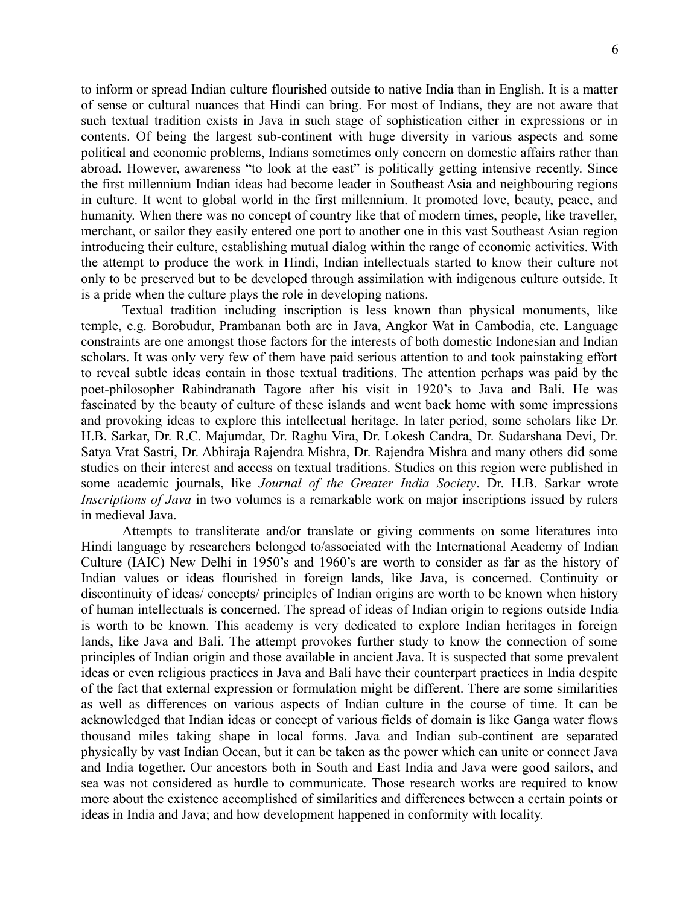to inform or spread Indian culture flourished outside to native India than in English. It is a matter of sense or cultural nuances that Hindi can bring. For most of Indians, they are not aware that such textual tradition exists in Java in such stage of sophistication either in expressions or in contents. Of being the largest sub-continent with huge diversity in various aspects and some political and economic problems, Indians sometimes only concern on domestic affairs rather than abroad. However, awareness "to look at the east" is politically getting intensive recently. Since the first millennium Indian ideas had become leader in Southeast Asia and neighbouring regions in culture. It went to global world in the first millennium. It promoted love, beauty, peace, and humanity. When there was no concept of country like that of modern times, people, like traveller, merchant, or sailor they easily entered one port to another one in this vast Southeast Asian region introducing their culture, establishing mutual dialog within the range of economic activities. With the attempt to produce the work in Hindi, Indian intellectuals started to know their culture not only to be preserved but to be developed through assimilation with indigenous culture outside. It is a pride when the culture plays the role in developing nations.

Textual tradition including inscription is less known than physical monuments, like temple, e.g. Borobudur, Prambanan both are in Java, Angkor Wat in Cambodia, etc. Language constraints are one amongst those factors for the interests of both domestic Indonesian and Indian scholars. It was only very few of them have paid serious attention to and took painstaking effort to reveal subtle ideas contain in those textual traditions. The attention perhaps was paid by the poet-philosopher Rabindranath Tagore after his visit in 1920's to Java and Bali. He was fascinated by the beauty of culture of these islands and went back home with some impressions and provoking ideas to explore this intellectual heritage. In later period, some scholars like Dr. H.B. Sarkar, Dr. R.C. Majumdar, Dr. Raghu Vira, Dr. Lokesh Candra, Dr. Sudarshana Devi, Dr. Satya Vrat Sastri, Dr. Abhiraja Rajendra Mishra, Dr. Rajendra Mishra and many others did some studies on their interest and access on textual traditions. Studies on this region were published in some academic journals, like *Journal of the Greater India Society*. Dr. H.B. Sarkar wrote *Inscriptions of Java* in two volumes is a remarkable work on major inscriptions issued by rulers in medieval Java.

Attempts to transliterate and/or translate or giving comments on some literatures into Hindi language by researchers belonged to/associated with the International Academy of Indian Culture (IAIC) New Delhi in 1950's and 1960's are worth to consider as far as the history of Indian values or ideas flourished in foreign lands, like Java, is concerned. Continuity or discontinuity of ideas/ concepts/ principles of Indian origins are worth to be known when history of human intellectuals is concerned. The spread of ideas of Indian origin to regions outside India is worth to be known. This academy is very dedicated to explore Indian heritages in foreign lands, like Java and Bali. The attempt provokes further study to know the connection of some principles of Indian origin and those available in ancient Java. It is suspected that some prevalent ideas or even religious practices in Java and Bali have their counterpart practices in India despite of the fact that external expression or formulation might be different. There are some similarities as well as differences on various aspects of Indian culture in the course of time. It can be acknowledged that Indian ideas or concept of various fields of domain is like Ganga water flows thousand miles taking shape in local forms. Java and Indian sub-continent are separated physically by vast Indian Ocean, but it can be taken as the power which can unite or connect Java and India together. Our ancestors both in South and East India and Java were good sailors, and sea was not considered as hurdle to communicate. Those research works are required to know more about the existence accomplished of similarities and differences between a certain points or ideas in India and Java; and how development happened in conformity with locality.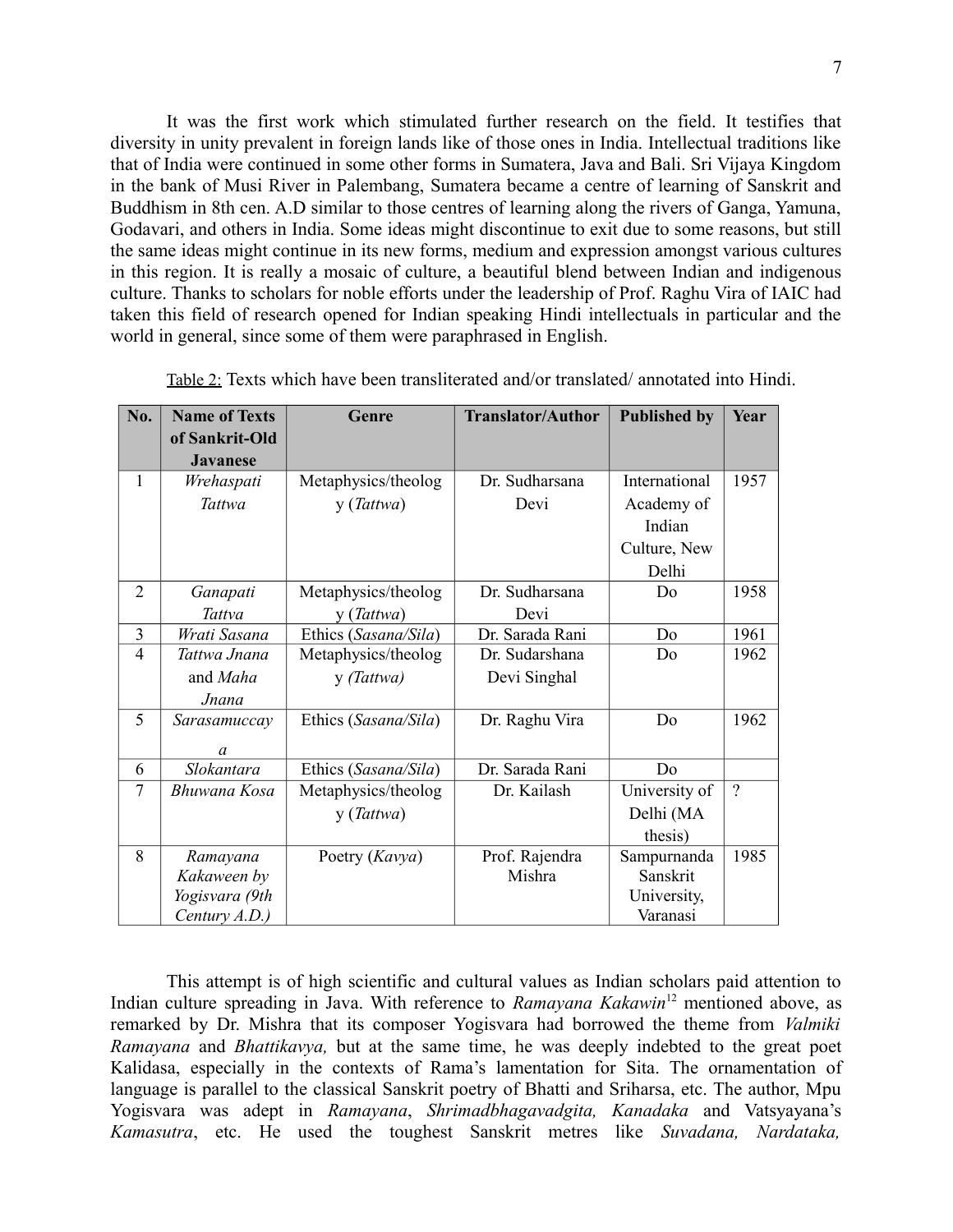It was the first work which stimulated further research on the field. It testifies that diversity in unity prevalent in foreign lands like of those ones in India. Intellectual traditions like that of India were continued in some other forms in Sumatera, Java and Bali. Sri Vijaya Kingdom in the bank of Musi River in Palembang, Sumatera became a centre of learning of Sanskrit and Buddhism in 8th cen. A.D similar to those centres of learning along the rivers of Ganga, Yamuna, Godavari, and others in India. Some ideas might discontinue to exit due to some reasons, but still the same ideas might continue in its new forms, medium and expression amongst various cultures in this region. It is really a mosaic of culture, a beautiful blend between Indian and indigenous culture. Thanks to scholars for noble efforts under the leadership of Prof. Raghu Vira of IAIC had taken this field of research opened for Indian speaking Hindi intellectuals in particular and the world in general, since some of them were paraphrased in English.

Table 2: Texts which have been transliterated and/or translated/ annotated into Hindi.

| No. | Name of Texts of Sankrit-Old Javanese | Genre | Translator/Author | Published by | Year |
|---|---|---|---|---|---|
| 1 | *Wrehaspati Tattwa* | Metaphysics/theology (*Tattwa*) | Dr. Sudharsana Devi | International Academy of Indian Culture, New Delhi | 1957 |
| 2 | *Ganapati Tattva* | Metaphysics/theology (*Tattwa*) | Dr. Sudharsana Devi | Do | 1958 |
| 3 | *Wrati Sasana* | Ethics (*Sasana/Sila*) | Dr. Sarada Rani | Do | 1961 |
| 4 | *Tattwa Jnana* and *Maha Jnana* | Metaphysics/theology *(Tattwa)* | Dr. Sudarshana Devi Singhal | Do | 1962 |
| 5 | *Sarasamuccaya* | Ethics (*Sasana/Sila*) | Dr. Raghu Vira | Do | 1962 |
| 6 | *Slokantara* | Ethics (*Sasana/Sila*) | Dr. Sarada Rani | Do | |
| 7 | *Bhuwana Kosa* | Metaphysics/theology (*Tattwa*) | Dr. Kailash | University of Delhi (MA thesis) | ? |
| 8 | *Ramayana Kakaween by Yogisvara (9th Century A.D.)* | Poetry (*Kavya*) | Prof. Rajendra Mishra | Sampurnanda Sanskrit University, Varanasi | 1985 |

This attempt is of high scientific and cultural values as Indian scholars paid attention to Indian culture spreading in Java. With reference to *Ramayana Kakawin*[12] mentioned above, as remarked by Dr. Mishra that its composer Yogisvara had borrowed the theme from *Valmiki Ramayana* and *Bhattikavya,* but at the same time, he was deeply indebted to the great poet Kalidasa, especially in the contexts of Rama's lamentation for Sita. The ornamentation of language is parallel to the classical Sanskrit poetry of Bhatti and Sriharsa, etc. The author, Mpu Yogisvara was adept in *Ramayana*, *Shrimadbhagavadgita, Kanadaka* and Vatsyayana's *Kamasutra*, etc. He used the toughest Sanskrit metres like *Suvadana, Nardataka,*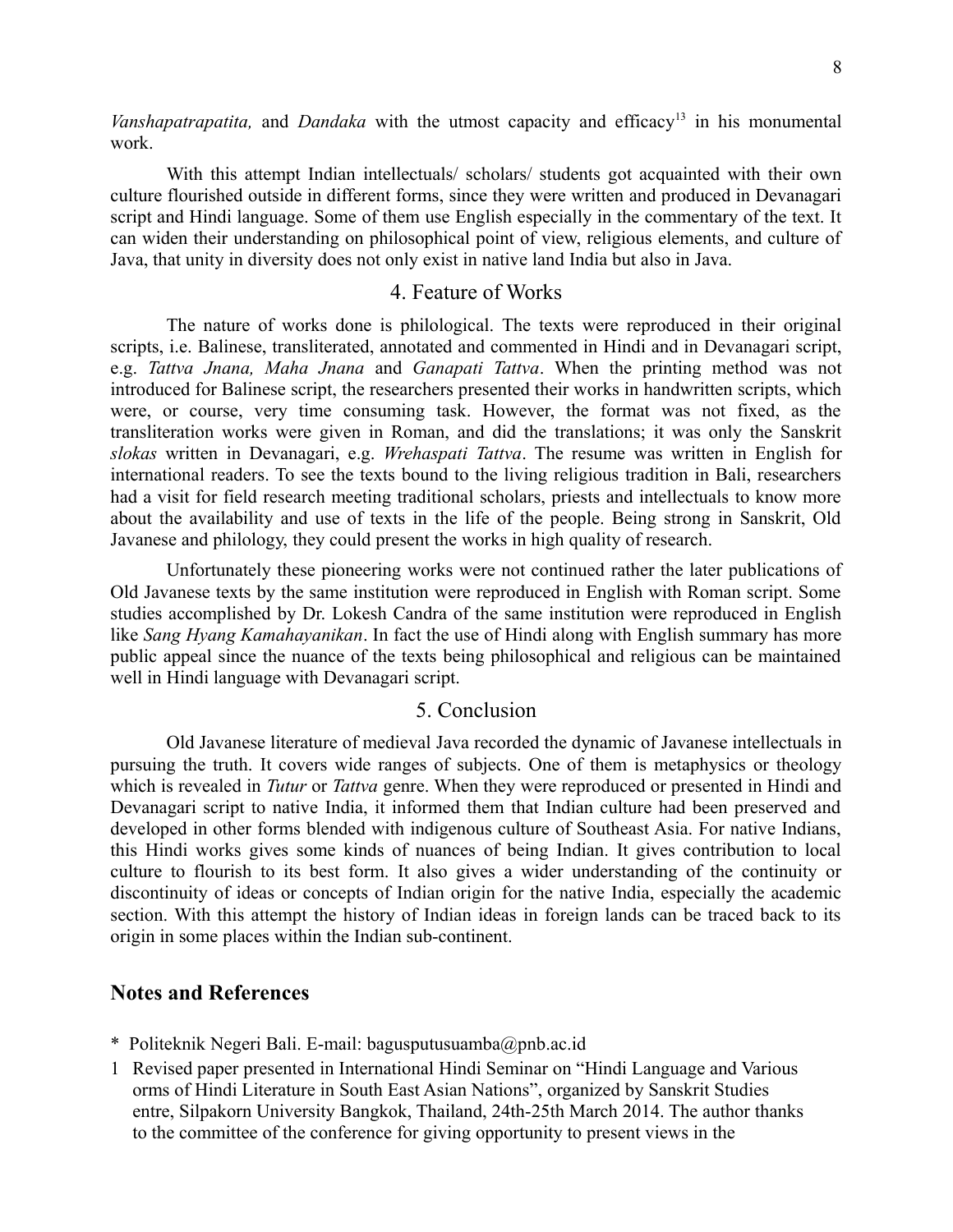*Vanshapatrapatita,* and *Dandaka* with the utmost capacity and efficacy[13] in his monumental work.

With this attempt Indian intellectuals/ scholars/ students got acquainted with their own culture flourished outside in different forms, since they were written and produced in Devanagari script and Hindi language. Some of them use English especially in the commentary of the text. It can widen their understanding on philosophical point of view, religious elements, and culture of Java, that unity in diversity does not only exist in native land India but also in Java.

## 4. Feature of Works

The nature of works done is philological. The texts were reproduced in their original scripts, i.e. Balinese, transliterated, annotated and commented in Hindi and in Devanagari script, e.g. *Tattva Jnana, Maha Jnana* and *Ganapati Tattva*. When the printing method was not introduced for Balinese script, the researchers presented their works in handwritten scripts, which were, or course, very time consuming task. However, the format was not fixed, as the transliteration works were given in Roman, and did the translations; it was only the Sanskrit *slokas* written in Devanagari, e.g. *Wrehaspati Tattva*. The resume was written in English for international readers. To see the texts bound to the living religious tradition in Bali, researchers had a visit for field research meeting traditional scholars, priests and intellectuals to know more about the availability and use of texts in the life of the people. Being strong in Sanskrit, Old Javanese and philology, they could present the works in high quality of research.

Unfortunately these pioneering works were not continued rather the later publications of Old Javanese texts by the same institution were reproduced in English with Roman script. Some studies accomplished by Dr. Lokesh Candra of the same institution were reproduced in English like *Sang Hyang Kamahayanikan*. In fact the use of Hindi along with English summary has more public appeal since the nuance of the texts being philosophical and religious can be maintained well in Hindi language with Devanagari script.

## 5. Conclusion

Old Javanese literature of medieval Java recorded the dynamic of Javanese intellectuals in pursuing the truth. It covers wide ranges of subjects. One of them is metaphysics or theology which is revealed in *Tutur* or *Tattva* genre. When they were reproduced or presented in Hindi and Devanagari script to native India, it informed them that Indian culture had been preserved and developed in other forms blended with indigenous culture of Southeast Asia. For native Indians, this Hindi works gives some kinds of nuances of being Indian. It gives contribution to local culture to flourish to its best form. It also gives a wider understanding of the continuity or discontinuity of ideas or concepts of Indian origin for the native India, especially the academic section. With this attempt the history of Indian ideas in foreign lands can be traced back to its origin in some places within the Indian sub-continent.

## Notes and References

\* Politeknik Negeri Bali. E-mail: bagusputusuamba@pnb.ac.id

1 Revised paper presented in International Hindi Seminar on "Hindi Language and Various orms of Hindi Literature in South East Asian Nations", organized by Sanskrit Studies entre, Silpakorn University Bangkok, Thailand, 24th-25th March 2014. The author thanks to the committee of the conference for giving opportunity to present views in the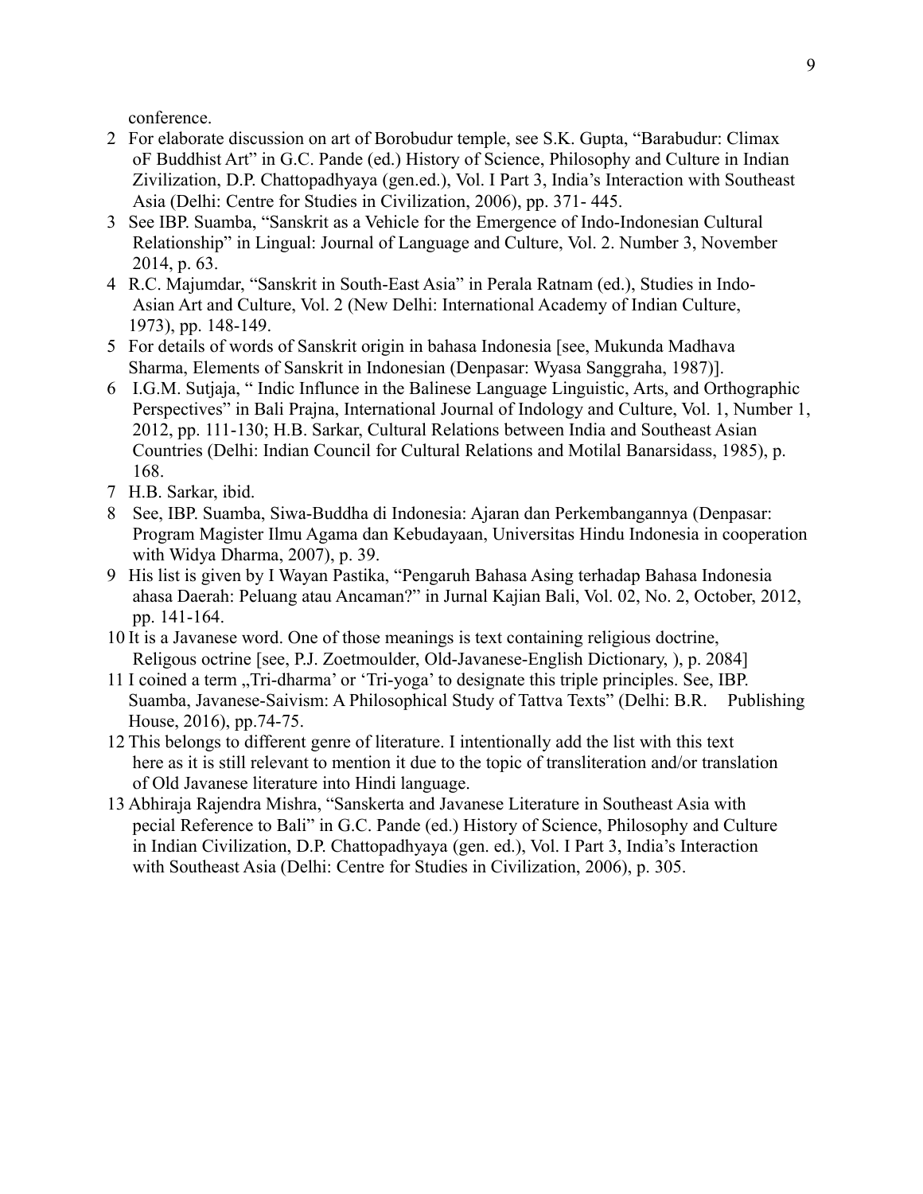conference.

2 For elaborate discussion on art of Borobudur temple, see S.K. Gupta, "Barabudur: Climax oF Buddhist Art" in G.C. Pande (ed.) History of Science, Philosophy and Culture in Indian Zivilization, D.P. Chattopadhyaya (gen.ed.), Vol. I Part 3, India's Interaction with Southeast Asia (Delhi: Centre for Studies in Civilization, 2006), pp. 371- 445.

3 See IBP. Suamba, "Sanskrit as a Vehicle for the Emergence of Indo-Indonesian Cultural Relationship" in Lingual: Journal of Language and Culture, Vol. 2. Number 3, November 2014, p. 63.

4 R.C. Majumdar, "Sanskrit in South-East Asia" in Perala Ratnam (ed.), Studies in Indo-Asian Art and Culture, Vol. 2 (New Delhi: International Academy of Indian Culture, 1973), pp. 148-149.

5 For details of words of Sanskrit origin in bahasa Indonesia [see, Mukunda Madhava Sharma, Elements of Sanskrit in Indonesian (Denpasar: Wyasa Sanggraha, 1987)].

6 I.G.M. Sutjaja, " Indic Influnce in the Balinese Language Linguistic, Arts, and Orthographic Perspectives" in Bali Prajna, International Journal of Indology and Culture, Vol. 1, Number 1, 2012, pp. 111-130; H.B. Sarkar, Cultural Relations between India and Southeast Asian Countries (Delhi: Indian Council for Cultural Relations and Motilal Banarsidass, 1985), p. 168.

7 H.B. Sarkar, ibid.

8 See, IBP. Suamba, Siwa-Buddha di Indonesia: Ajaran dan Perkembangannya (Denpasar: Program Magister Ilmu Agama dan Kebudayaan, Universitas Hindu Indonesia in cooperation with Widya Dharma, 2007), p. 39.

9 His list is given by I Wayan Pastika, "Pengaruh Bahasa Asing terhadap Bahasa Indonesia ahasa Daerah: Peluang atau Ancaman?" in Jurnal Kajian Bali, Vol. 02, No. 2, October, 2012, pp. 141-164.

10 It is a Javanese word. One of those meanings is text containing religious doctrine, Religous octrine [see, P.J. Zoetmoulder, Old-Javanese-English Dictionary, ), p. 2084]

11 I coined a term „Tri-dharma' or 'Tri-yoga' to designate this triple principles. See, IBP. Suamba, Javanese-Saivism: A Philosophical Study of Tattva Texts" (Delhi: B.R. Publishing House, 2016), pp.74-75.

12 This belongs to different genre of literature. I intentionally add the list with this text here as it is still relevant to mention it due to the topic of transliteration and/or translation of Old Javanese literature into Hindi language.

13 Abhiraja Rajendra Mishra, "Sanskerta and Javanese Literature in Southeast Asia with pecial Reference to Bali" in G.C. Pande (ed.) History of Science, Philosophy and Culture in Indian Civilization, D.P. Chattopadhyaya (gen. ed.), Vol. I Part 3, India's Interaction with Southeast Asia (Delhi: Centre for Studies in Civilization, 2006), p. 305.